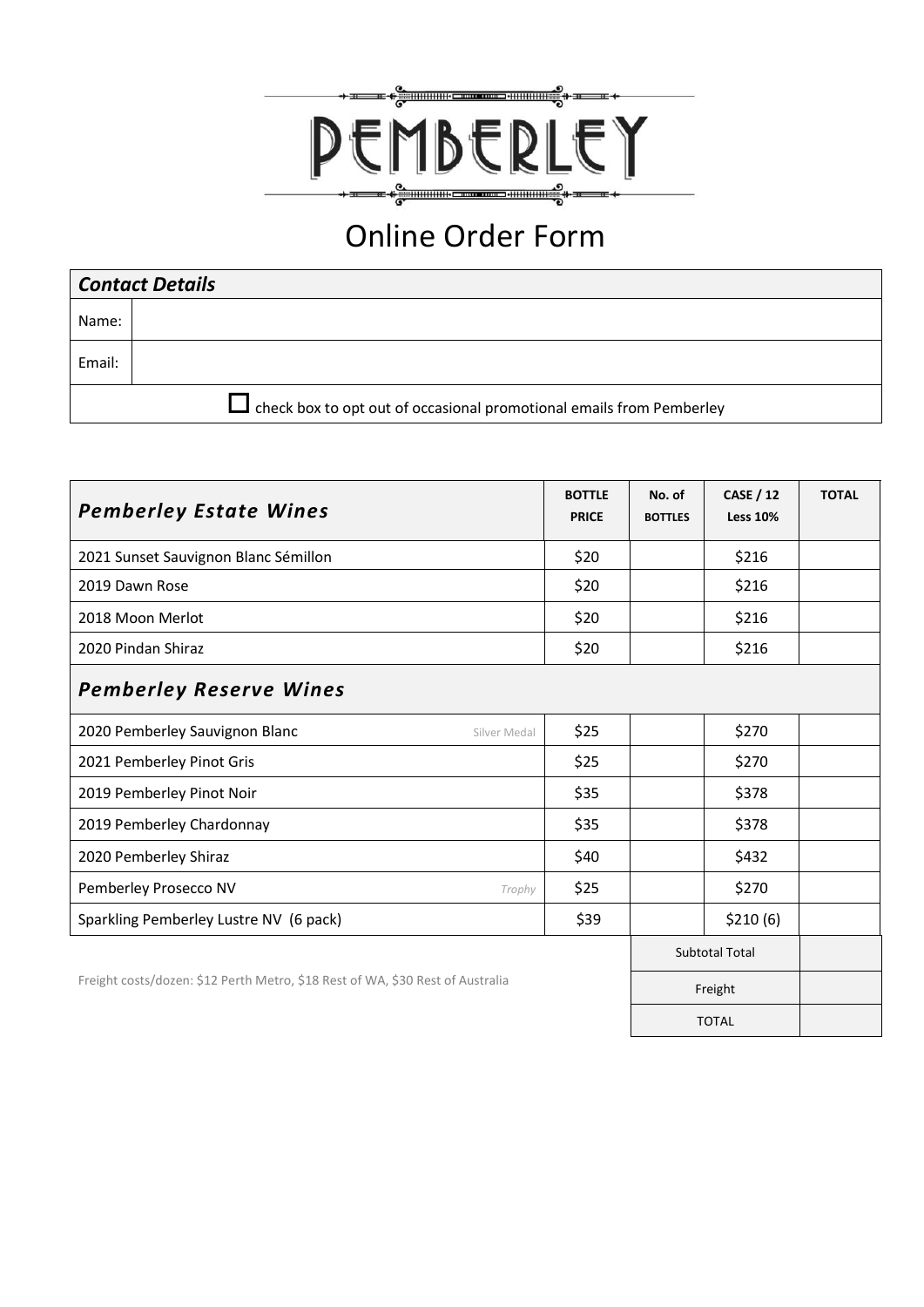# PEMBERLEY

## Online Order Form

| *Contact Details* | |
|---|---|
| Name: | |
| Email: | |
| ☐ check box to opt out of occasional promotional emails from Pemberley | |

| *Pemberley Estate Wines* | BOTTLE PRICE | No. of BOTTLES | CASE / 12 Less 10% | TOTAL |
|---|---|---|---|---|
| 2021 Sunset Sauvignon Blanc Sémillon | $20 | | $216 | |
| 2019 Dawn Rose | $20 | | $216 | |
| 2018 Moon Merlot | $20 | | $216 | |
| 2020 Pindan Shiraz | $20 | | $216 | |
| ***Pemberley Reserve Wines*** | | | | |
| 2020 Pemberley Sauvignon Blanc — Silver Medal | $25 | | $270 | |
| 2021 Pemberley Pinot Gris | $25 | | $270 | |
| 2019 Pemberley Pinot Noir | $35 | | $378 | |
| 2019 Pemberley Chardonnay | $35 | | $378 | |
| 2020 Pemberley Shiraz | $40 | | $432 | |
| Pemberley Prosecco NV — *Trophy* | $25 | | $270 | |
| Sparkling Pemberley Lustre NV (6 pack) | $39 | | $210 (6) | |
| | | | Subtotal Total | |
| | | | Freight | |
| | | | TOTAL | |

Freight costs/dozen: $12 Perth Metro, $18 Rest of WA, $30 Rest of Australia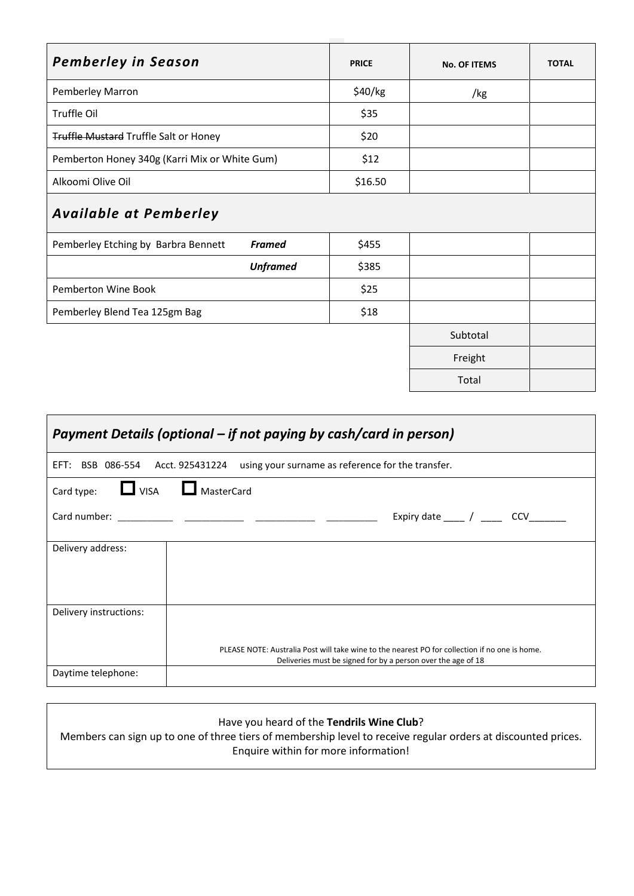| *Pemberley in Season* | PRICE | No. OF ITEMS | TOTAL |
|---|---|---|---|
| Pemberley Marron | $40/kg | /kg | |
| Truffle Oil | $35 | | |
| ~~Truffle Mustard~~ Truffle Salt or Honey | $20 | | |
| Pemberton Honey 340g (Karri Mix or White Gum) | $12 | | |
| Alkoomi Olive Oil | $16.50 | | |
| ***Available at Pemberley*** | | | |
| Pemberley Etching by Barbra Bennett ***Framed*** | $455 | | |
| ***Unframed*** | $385 | | |
| Pemberton Wine Book | $25 | | |
| Pemberley Blend Tea 125gm Bag | $18 | | |
| | | Subtotal | |
| | | Freight | |
| | | Total | |

## *Payment Details (optional – if not paying by cash/card in person)*

EFT: BSB 086-554 Acct. 925431224 using your surname as reference for the transfer.

Card type: ☐ VISA ☐ MasterCard

Card number: __________ __________ __________ _________ Expiry date ____ / ____ CCV_______

| | |
|---|---|
| Delivery address: | |
| Delivery instructions: | PLEASE NOTE: Australia Post will take wine to the nearest PO for collection if no one is home. Deliveries must be signed for by a person over the age of 18 |
| Daytime telephone: | |

Have you heard of the **Tendrils Wine Club**?
Members can sign up to one of three tiers of membership level to receive regular orders at discounted prices.
Enquire within for more information!